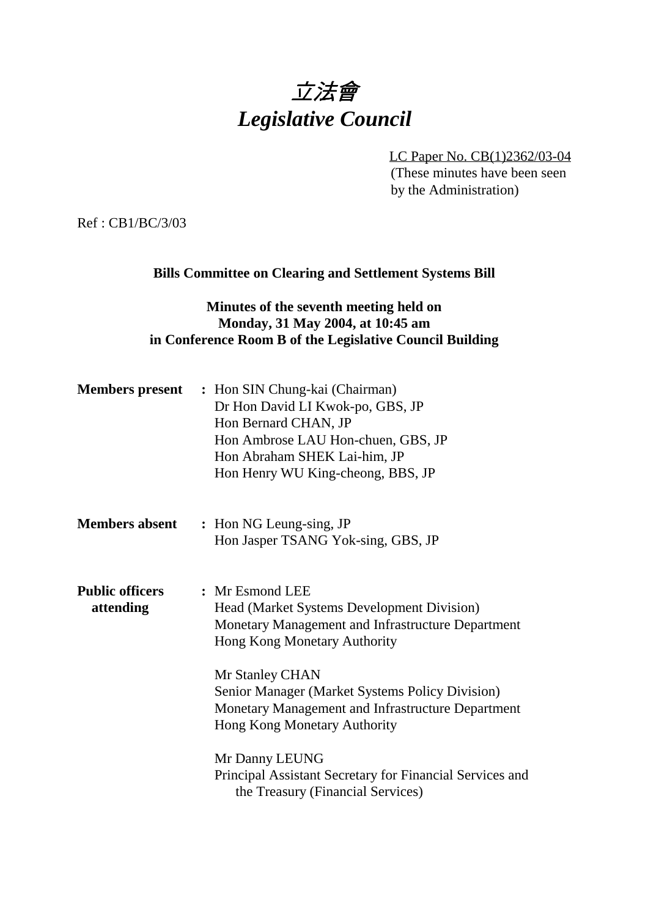# 立法會
# *Legislative Council*

LC Paper No. CB(1)2362/03-04
(These minutes have been seen by the Administration)

Ref : CB1/BC/3/03

**Bills Committee on Clearing and Settlement Systems Bill**

**Minutes of the seventh meeting held on Monday, 31 May 2004, at 10:45 am in Conference Room B of the Legislative Council Building**

**Members present** : Hon SIN Chung-kai (Chairman)
Dr Hon David LI Kwok-po, GBS, JP
Hon Bernard CHAN, JP
Hon Ambrose LAU Hon-chuen, GBS, JP
Hon Abraham SHEK Lai-him, JP
Hon Henry WU King-cheong, BBS, JP

**Members absent** : Hon NG Leung-sing, JP
Hon Jasper TSANG Yok-sing, GBS, JP

**Public officers attending** : Mr Esmond LEE
Head (Market Systems Development Division)
Monetary Management and Infrastructure Department
Hong Kong Monetary Authority

Mr Stanley CHAN
Senior Manager (Market Systems Policy Division)
Monetary Management and Infrastructure Department
Hong Kong Monetary Authority

Mr Danny LEUNG
Principal Assistant Secretary for Financial Services and the Treasury (Financial Services)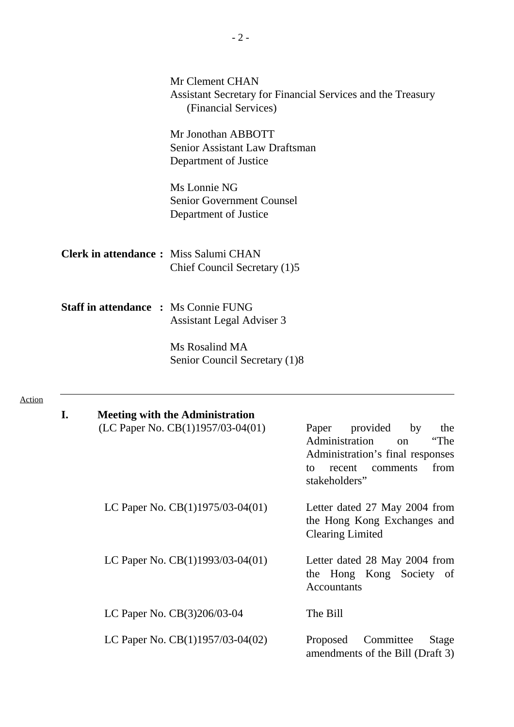Mr Clement CHAN
Assistant Secretary for Financial Services and the Treasury (Financial Services)

Mr Jonothan ABBOTT
Senior Assistant Law Draftsman
Department of Justice

Ms Lonnie NG
Senior Government Counsel
Department of Justice

**Clerk in attendance :** Miss Salumi CHAN
Chief Council Secretary (1)5

**Staff in attendance :** Ms Connie FUNG
Assistant Legal Adviser 3

Ms Rosalind MA
Senior Council Secretary (1)8

Action

---

## I. Meeting with the Administration

| | |
|---|---|
| (LC Paper No. CB(1)1957/03-04(01) | Paper provided by the Administration on "The Administration's final responses to recent comments from stakeholders" |
| LC Paper No. CB(1)1975/03-04(01) | Letter dated 27 May 2004 from the Hong Kong Exchanges and Clearing Limited |
| LC Paper No. CB(1)1993/03-04(01) | Letter dated 28 May 2004 from the Hong Kong Society of Accountants |
| LC Paper No. CB(3)206/03-04 | The Bill |
| LC Paper No. CB(1)1957/03-04(02) | Proposed Committee Stage amendments of the Bill (Draft 3) |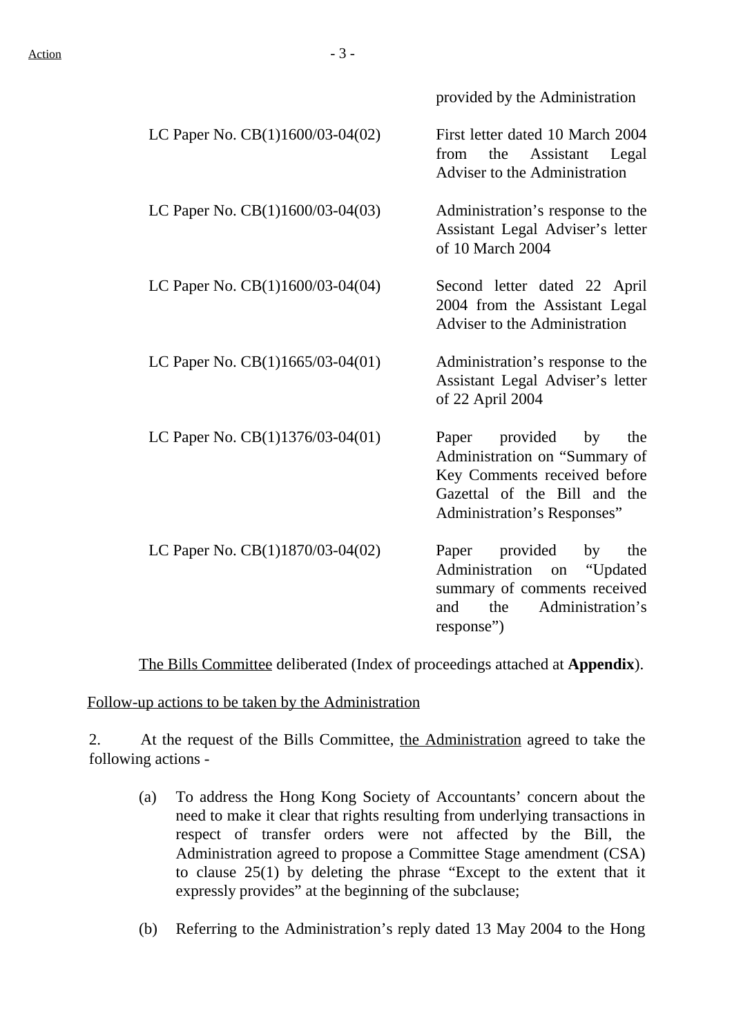| | |
|---|---|
| | provided by the Administration |
| LC Paper No. CB(1)1600/03-04(02) | First letter dated 10 March 2004 from the Assistant Legal Adviser to the Administration |
| LC Paper No. CB(1)1600/03-04(03) | Administration's response to the Assistant Legal Adviser's letter of 10 March 2004 |
| LC Paper No. CB(1)1600/03-04(04) | Second letter dated 22 April 2004 from the Assistant Legal Adviser to the Administration |
| LC Paper No. CB(1)1665/03-04(01) | Administration's response to the Assistant Legal Adviser's letter of 22 April 2004 |
| LC Paper No. CB(1)1376/03-04(01) | Paper provided by the Administration on "Summary of Key Comments received before Gazettal of the Bill and the Administration's Responses" |
| LC Paper No. CB(1)1870/03-04(02) | Paper provided by the Administration on "Updated summary of comments received and the Administration's response") |

The Bills Committee deliberated (Index of proceedings attached at **Appendix**).

Follow-up actions to be taken by the Administration

2. At the request of the Bills Committee, the Administration agreed to take the following actions -

(a) To address the Hong Kong Society of Accountants' concern about the need to make it clear that rights resulting from underlying transactions in respect of transfer orders were not affected by the Bill, the Administration agreed to propose a Committee Stage amendment (CSA) to clause 25(1) by deleting the phrase "Except to the extent that it expressly provides" at the beginning of the subclause;

(b) Referring to the Administration's reply dated 13 May 2004 to the Hong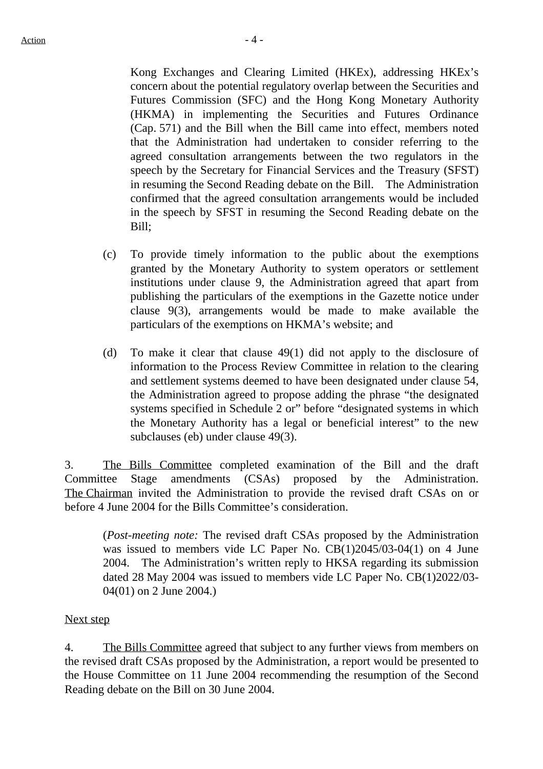Kong Exchanges and Clearing Limited (HKEx), addressing HKEx's concern about the potential regulatory overlap between the Securities and Futures Commission (SFC) and the Hong Kong Monetary Authority (HKMA) in implementing the Securities and Futures Ordinance (Cap. 571) and the Bill when the Bill came into effect, members noted that the Administration had undertaken to consider referring to the agreed consultation arrangements between the two regulators in the speech by the Secretary for Financial Services and the Treasury (SFST) in resuming the Second Reading debate on the Bill. The Administration confirmed that the agreed consultation arrangements would be included in the speech by SFST in resuming the Second Reading debate on the Bill;

(c) To provide timely information to the public about the exemptions granted by the Monetary Authority to system operators or settlement institutions under clause 9, the Administration agreed that apart from publishing the particulars of the exemptions in the Gazette notice under clause 9(3), arrangements would be made to make available the particulars of the exemptions on HKMA's website; and

(d) To make it clear that clause 49(1) did not apply to the disclosure of information to the Process Review Committee in relation to the clearing and settlement systems deemed to have been designated under clause 54, the Administration agreed to propose adding the phrase "the designated systems specified in Schedule 2 or" before "designated systems in which the Monetary Authority has a legal or beneficial interest" to the new subclauses (eb) under clause 49(3).

3. The Bills Committee completed examination of the Bill and the draft Committee Stage amendments (CSAs) proposed by the Administration. The Chairman invited the Administration to provide the revised draft CSAs on or before 4 June 2004 for the Bills Committee's consideration.

(*Post-meeting note:* The revised draft CSAs proposed by the Administration was issued to members vide LC Paper No. CB(1)2045/03-04(1) on 4 June 2004. The Administration's written reply to HKSA regarding its submission dated 28 May 2004 was issued to members vide LC Paper No. CB(1)2022/03-04(01) on 2 June 2004.)

Next step

4. The Bills Committee agreed that subject to any further views from members on the revised draft CSAs proposed by the Administration, a report would be presented to the House Committee on 11 June 2004 recommending the resumption of the Second Reading debate on the Bill on 30 June 2004.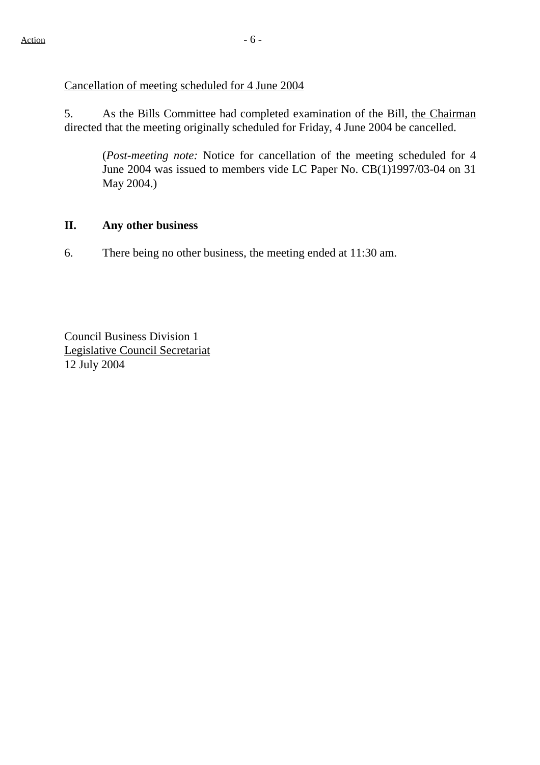Action

Cancellation of meeting scheduled for 4 June 2004

5. As the Bills Committee had completed examination of the Bill, the Chairman directed that the meeting originally scheduled for Friday, 4 June 2004 be cancelled.

> (*Post-meeting note:* Notice for cancellation of the meeting scheduled for 4 June 2004 was issued to members vide LC Paper No. CB(1)1997/03-04 on 31 May 2004.)

## II. Any other business

6. There being no other business, the meeting ended at 11:30 am.

Council Business Division 1
Legislative Council Secretariat
12 July 2004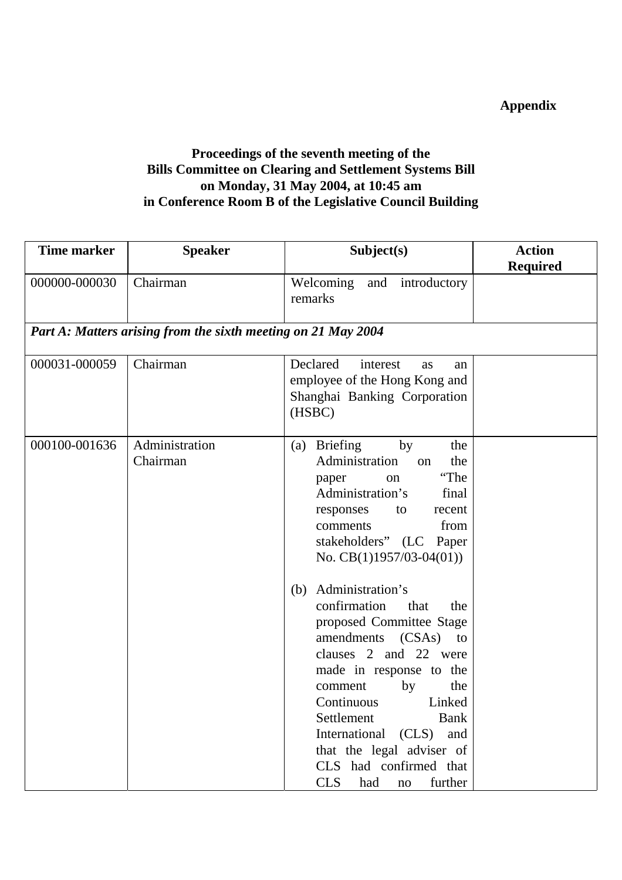**Appendix**

**Proceedings of the seventh meeting of the Bills Committee on Clearing and Settlement Systems Bill on Monday, 31 May 2004, at 10:45 am in Conference Room B of the Legislative Council Building**

| Time marker | Speaker | Subject(s) | Action Required |
|---|---|---|---|
| 000000-000030 | Chairman | Welcoming and introductory remarks | |
| ***Part A: Matters arising from the sixth meeting on 21 May 2004*** | | | |
| 000031-000059 | Chairman | Declared interest as an employee of the Hong Kong and Shanghai Banking Corporation (HSBC) | |
| 000100-001636 | Administration<br>Chairman | (a) Briefing by the Administration on the paper on "The Administration's final responses to recent comments from stakeholders" (LC Paper No. CB(1)1957/03-04(01))<br><br>(b) Administration's confirmation that the proposed Committee Stage amendments (CSAs) to clauses 2 and 22 were made in response to the comment by the Continuous Linked Settlement Bank International (CLS) and that the legal adviser of CLS had confirmed that CLS had no further | |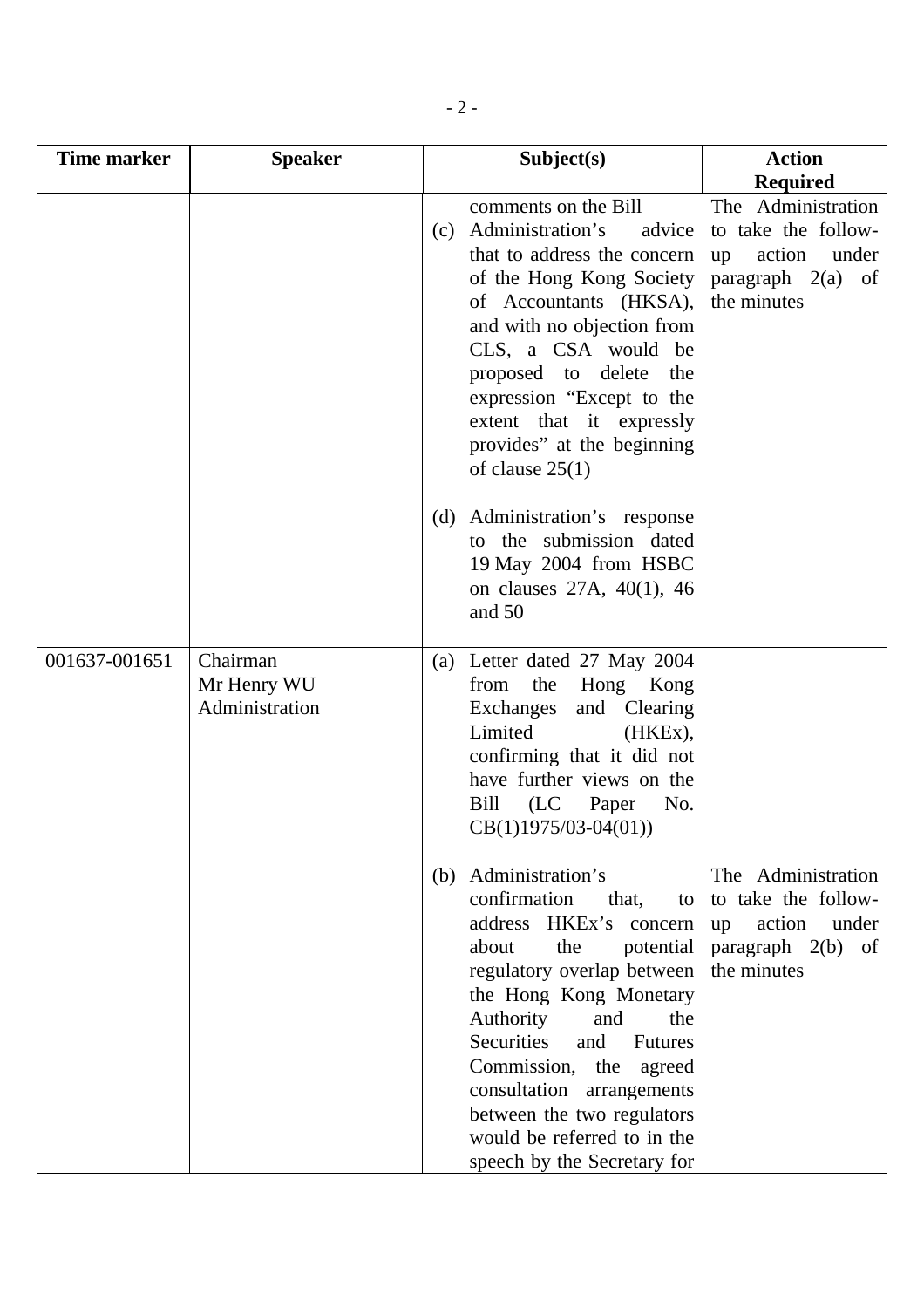| Time marker | Speaker | Subject(s) | Action Required |
|---|---|---|---|
| | | comments on the Bill<br><br>(c) Administration's advice that to address the concern of the Hong Kong Society of Accountants (HKSA), and with no objection from CLS, a CSA would be proposed to delete the expression "Except to the extent that it expressly provides" at the beginning of clause 25(1)<br><br>(d) Administration's response to the submission dated 19 May 2004 from HSBC on clauses 27A, 40(1), 46 and 50 | The Administration to take the follow-up action under paragraph 2(a) of the minutes |
| 001637-001651 | Chairman<br>Mr Henry WU<br>Administration | (a) Letter dated 27 May 2004 from the Hong Kong Exchanges and Clearing Limited (HKEx), confirming that it did not have further views on the Bill (LC Paper No. CB(1)1975/03-04(01))<br><br>(b) Administration's confirmation that, to address HKEx's concern about the potential regulatory overlap between the Hong Kong Monetary Authority and the Securities and Futures Commission, the agreed consultation arrangements between the two regulators would be referred to in the speech by the Secretary for | The Administration to take the follow-up action under paragraph 2(b) of the minutes |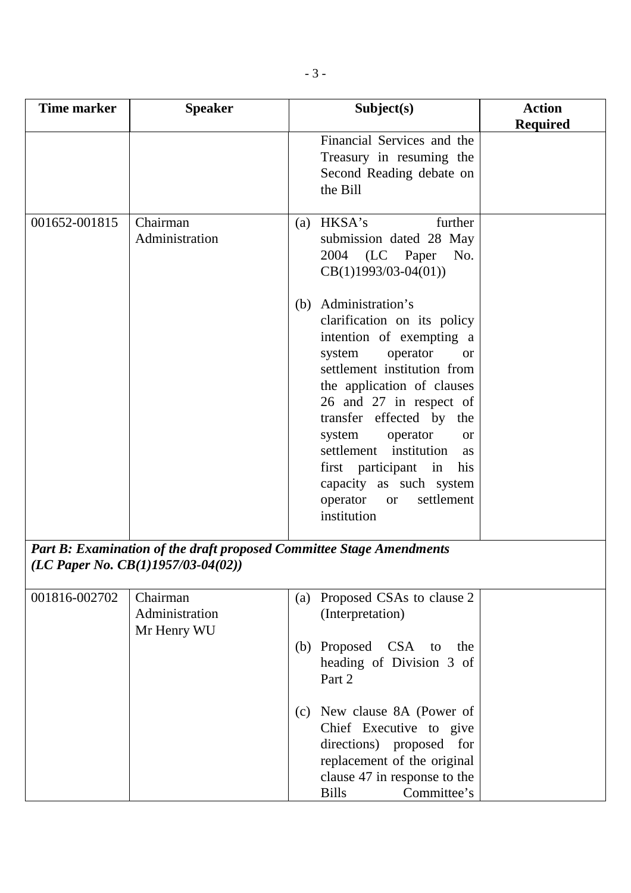| Time marker | Speaker | Subject(s) | Action Required |
|---|---|---|---|
| | | Financial Services and the Treasury in resuming the Second Reading debate on the Bill | |
| 001652-001815 | Chairman<br>Administration | (a) HKSA's further submission dated 28 May 2004 (LC Paper No. CB(1)1993/03-04(01))<br><br>(b) Administration's clarification on its policy intention of exempting a system operator or settlement institution from the application of clauses 26 and 27 in respect of transfer effected by the system operator or settlement institution as first participant in his capacity as such system operator or settlement institution | |
| ***Part B: Examination of the draft proposed Committee Stage Amendments (LC Paper No. CB(1)1957/03-04(02))*** | | | |
| 001816-002702 | Chairman<br>Administration<br>Mr Henry WU | (a) Proposed CSAs to clause 2 (Interpretation)<br><br>(b) Proposed CSA to the heading of Division 3 of Part 2<br><br>(c) New clause 8A (Power of Chief Executive to give directions) proposed for replacement of the original clause 47 in response to the Bills Committee's | |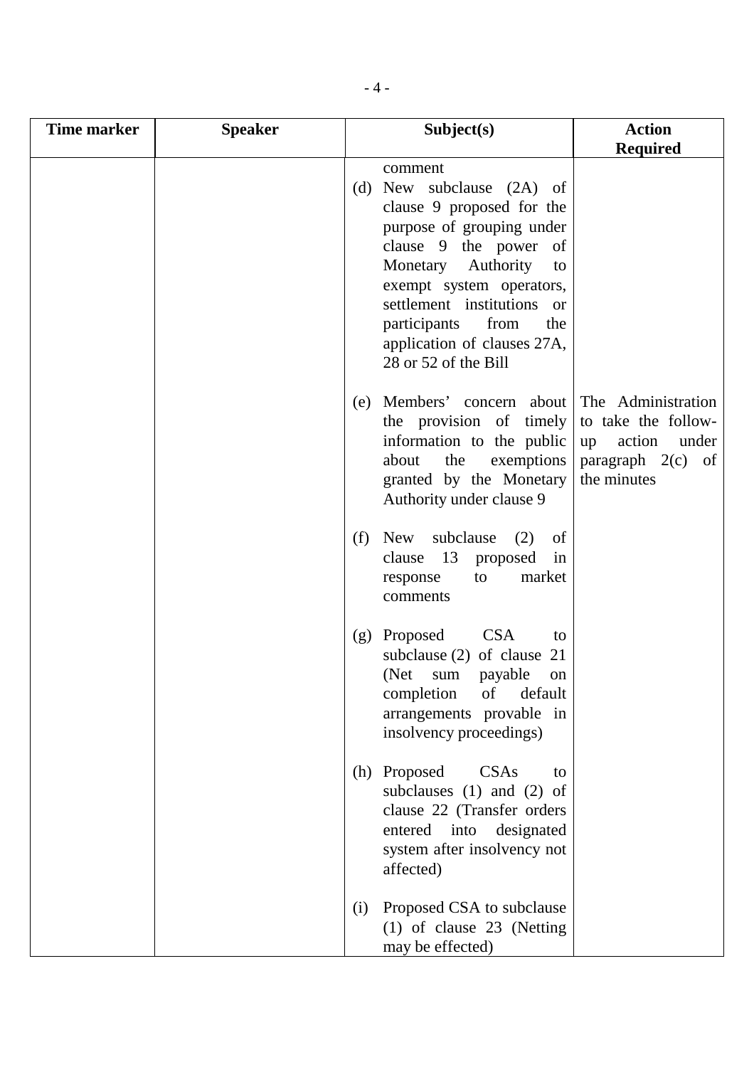| Time marker | Speaker | Subject(s) | Action Required |
|---|---|---|---|
| | | comment | |
| | | (d) New subclause (2A) of clause 9 proposed for the purpose of grouping under clause 9 the power of Monetary Authority to exempt system operators, settlement institutions or participants from the application of clauses 27A, 28 or 52 of the Bill | |
| | | (e) Members' concern about the provision of timely information to the public about the exemptions granted by the Monetary Authority under clause 9 | The Administration to take the follow-up action under paragraph 2(c) of the minutes |
| | | (f) New subclause (2) of clause 13 proposed in response to market comments | |
| | | (g) Proposed CSA to subclause (2) of clause 21 (Net sum payable on completion of default arrangements provable in insolvency proceedings) | |
| | | (h) Proposed CSAs to subclauses (1) and (2) of clause 22 (Transfer orders entered into designated system after insolvency not affected) | |
| | | (i) Proposed CSA to subclause (1) of clause 23 (Netting may be effected) | |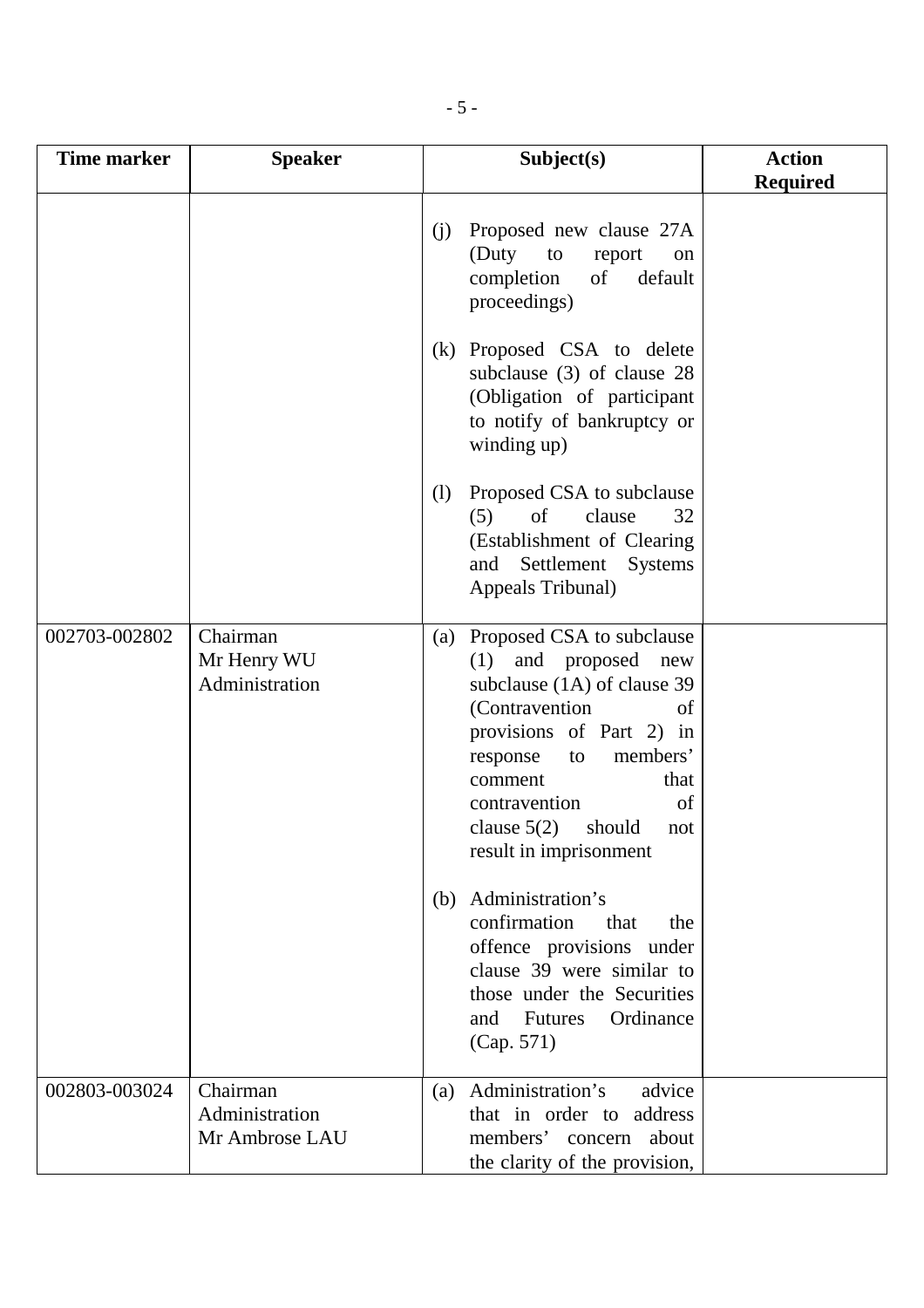| Time marker | Speaker | Subject(s) | Action Required |
|---|---|---|---|
| | | (j) Proposed new clause 27A (Duty to report on completion of default proceedings)<br><br>(k) Proposed CSA to delete subclause (3) of clause 28 (Obligation of participant to notify of bankruptcy or winding up)<br><br>(l) Proposed CSA to subclause (5) of clause 32 (Establishment of Clearing and Settlement Systems Appeals Tribunal) | |
| 002703-002802 | Chairman<br>Mr Henry WU<br>Administration | (a) Proposed CSA to subclause (1) and proposed new subclause (1A) of clause 39 (Contravention of provisions of Part 2) in response to members' comment that contravention of clause 5(2) should not result in imprisonment<br><br>(b) Administration's confirmation that the offence provisions under clause 39 were similar to those under the Securities and Futures Ordinance (Cap. 571) | |
| 002803-003024 | Chairman<br>Administration<br>Mr Ambrose LAU | (a) Administration's advice that in order to address members' concern about the clarity of the provision, | |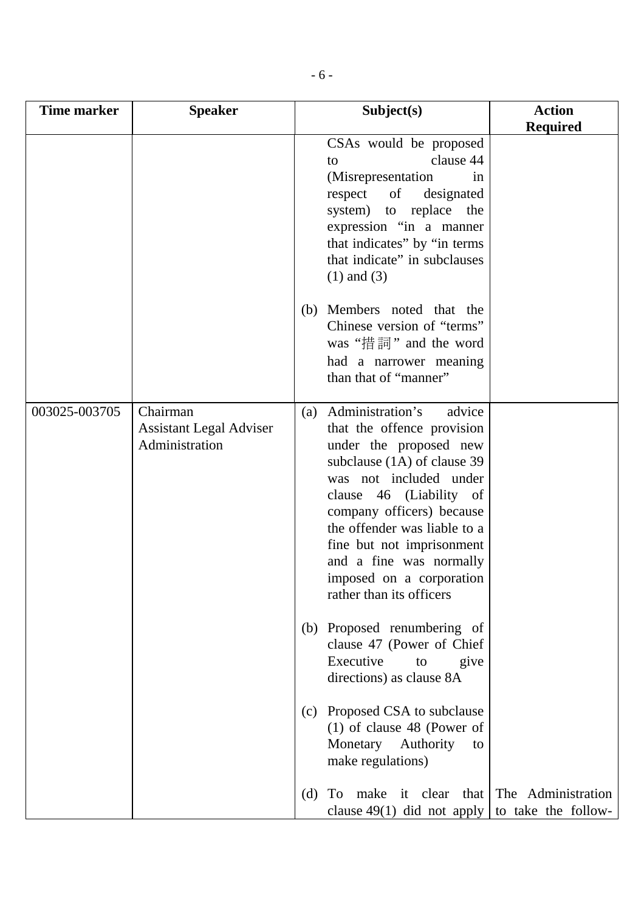| Time marker | Speaker | Subject(s) | Action Required |
|---|---|---|---|
| | | CSAs would be proposed to clause 44 (Misrepresentation in respect of designated system) to replace the expression "in a manner that indicates" by "in terms that indicate" in subclauses (1) and (3)<br><br>(b) Members noted that the Chinese version of "terms" was "措詞" and the word had a narrower meaning than that of "manner" | |
| 003025-003705 | Chairman<br>Assistant Legal Adviser<br>Administration | (a) Administration's advice that the offence provision under the proposed new subclause (1A) of clause 39 was not included under clause 46 (Liability of company officers) because the offender was liable to a fine but not imprisonment and a fine was normally imposed on a corporation rather than its officers<br><br>(b) Proposed renumbering of clause 47 (Power of Chief Executive to give directions) as clause 8A<br><br>(c) Proposed CSA to subclause (1) of clause 48 (Power of Monetary Authority to make regulations)<br><br>(d) To make it clear that clause 49(1) did not apply | The Administration to take the follow- |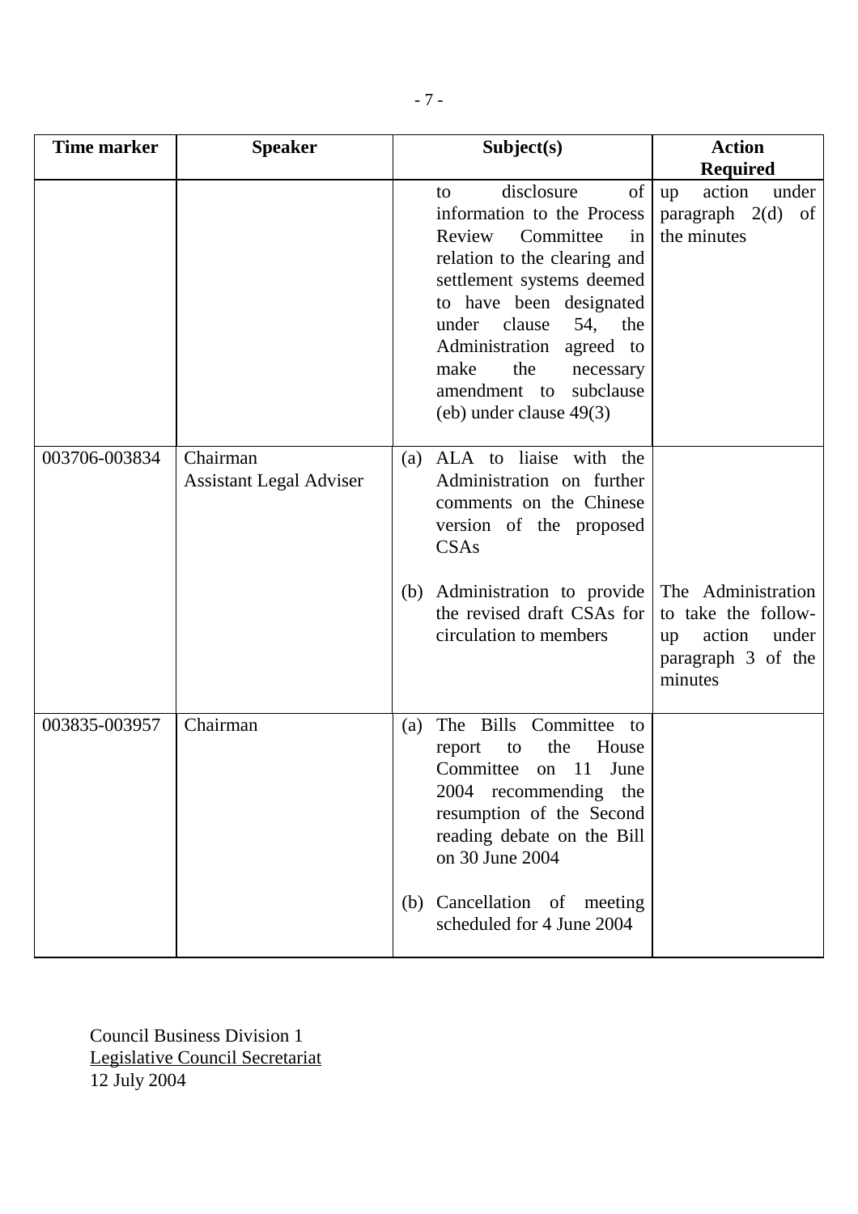| Time marker | Speaker | Subject(s) | Action Required |
|---|---|---|---|
| | | to disclosure of information to the Process Review Committee in relation to the clearing and settlement systems deemed to have been designated under clause 54, the Administration agreed to make the necessary amendment to subclause (eb) under clause 49(3) | up action under paragraph 2(d) of the minutes |
| 003706-003834 | Chairman<br>Assistant Legal Adviser | (a) ALA to liaise with the Administration on further comments on the Chinese version of the proposed CSAs<br><br>(b) Administration to provide the revised draft CSAs for circulation to members | The Administration to take the follow-up action under paragraph 3 of the minutes |
| 003835-003957 | Chairman | (a) The Bills Committee to report to the House Committee on 11 June 2004 recommending the resumption of the Second reading debate on the Bill on 30 June 2004<br><br>(b) Cancellation of meeting scheduled for 4 June 2004 | |

Council Business Division 1
Legislative Council Secretariat
12 July 2004